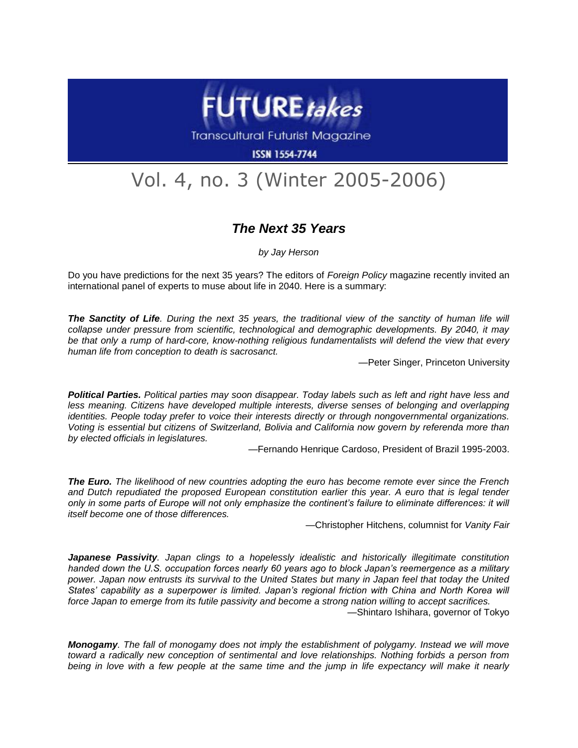# FUTURE*takes*

Transcultural Futurist Magazine

ISSN 1554-7744

## Vol. 4, no. 3 (Winter 2005-2006)

### *The Next 35 Years*

*by Jay Herson*

Do you have predictions for the next 35 years? The editors of *Foreign Policy* magazine recently invited an international panel of experts to muse about life in 2040. Here is a summary:

***The Sanctity of Life****. During the next 35 years, the traditional view of the sanctity of human life will collapse under pressure from scientific, technological and demographic developments. By 2040, it may be that only a rump of hard-core, know-nothing religious fundamentalists will defend the view that every human life from conception to death is sacrosanct.*

—Peter Singer, Princeton University

***Political Parties.*** *Political parties may soon disappear. Today labels such as left and right have less and less meaning. Citizens have developed multiple interests, diverse senses of belonging and overlapping identities. People today prefer to voice their interests directly or through nongovernmental organizations. Voting is essential but citizens of Switzerland, Bolivia and California now govern by referenda more than by elected officials in legislatures.*

—Fernando Henrique Cardoso, President of Brazil 1995-2003.

***The Euro.*** *The likelihood of new countries adopting the euro has become remote ever since the French and Dutch repudiated the proposed European constitution earlier this year. A euro that is legal tender only in some parts of Europe will not only emphasize the continent's failure to eliminate differences: it will itself become one of those differences.*

—Christopher Hitchens, columnist for *Vanity Fair*

***Japanese Passivity****. Japan clings to a hopelessly idealistic and historically illegitimate constitution handed down the U.S. occupation forces nearly 60 years ago to block Japan's reemergence as a military power. Japan now entrusts its survival to the United States but many in Japan feel that today the United States' capability as a superpower is limited. Japan's regional friction with China and North Korea will force Japan to emerge from its futile passivity and become a strong nation willing to accept sacrifices.*

—Shintaro Ishihara, governor of Tokyo

***Monogamy****. The fall of monogamy does not imply the establishment of polygamy. Instead we will move toward a radically new conception of sentimental and love relationships. Nothing forbids a person from being in love with a few people at the same time and the jump in life expectancy will make it nearly*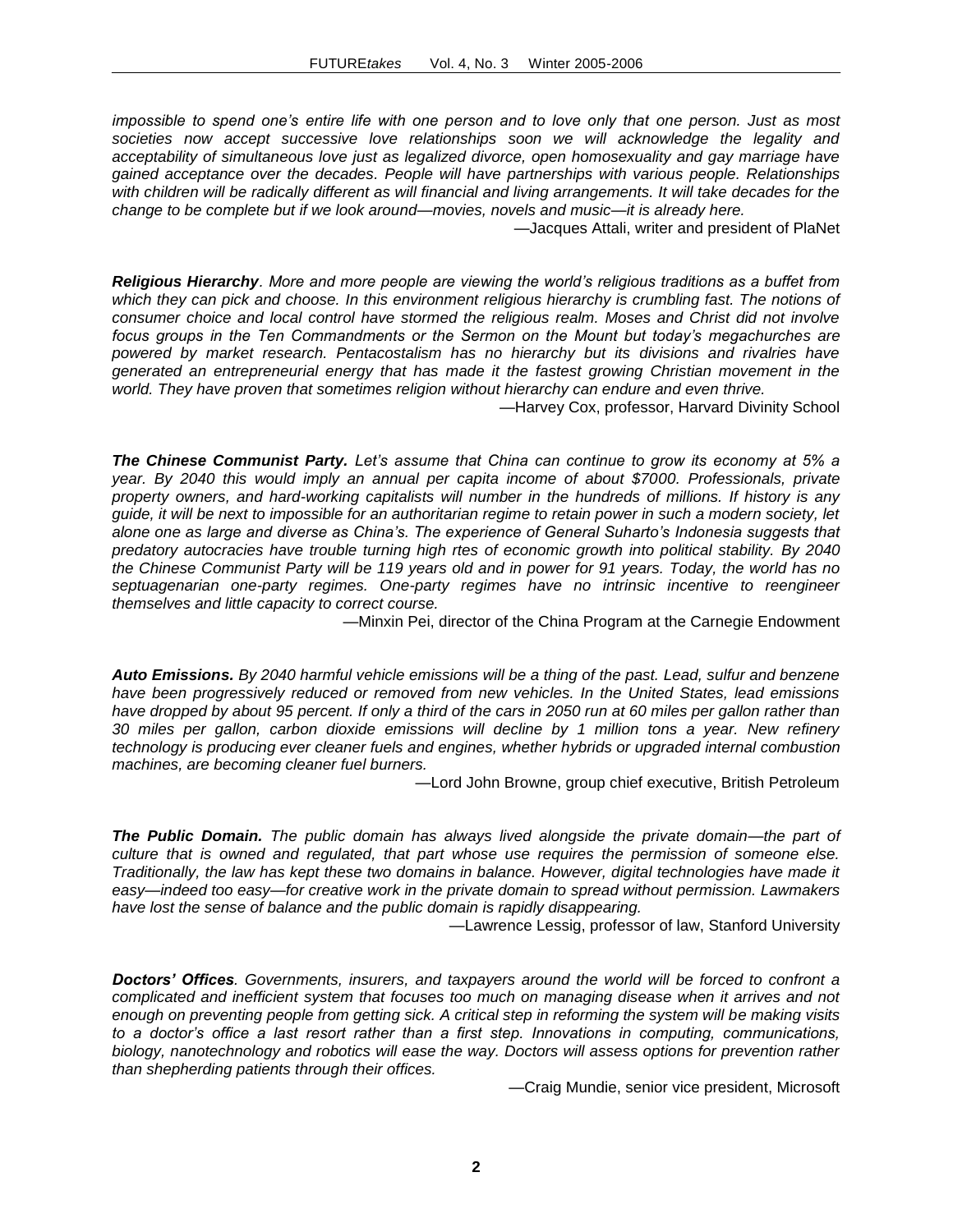*impossible to spend one's entire life with one person and to love only that one person. Just as most societies now accept successive love relationships soon we will acknowledge the legality and acceptability of simultaneous love just as legalized divorce, open homosexuality and gay marriage have gained acceptance over the decades. People will have partnerships with various people. Relationships with children will be radically different as will financial and living arrangements. It will take decades for the change to be complete but if we look around—movies, novels and music—it is already here.*

—Jacques Attali, writer and president of PlaNet

***Religious Hierarchy***. *More and more people are viewing the world's religious traditions as a buffet from which they can pick and choose. In this environment religious hierarchy is crumbling fast. The notions of consumer choice and local control have stormed the religious realm. Moses and Christ did not involve focus groups in the Ten Commandments or the Sermon on the Mount but today's megachurches are powered by market research. Pentacostalism has no hierarchy but its divisions and rivalries have generated an entrepreneurial energy that has made it the fastest growing Christian movement in the world. They have proven that sometimes religion without hierarchy can endure and even thrive.*

—Harvey Cox, professor, Harvard Divinity School

***The Chinese Communist Party.*** *Let's assume that China can continue to grow its economy at 5% a year. By 2040 this would imply an annual per capita income of about $7000. Professionals, private property owners, and hard-working capitalists will number in the hundreds of millions. If history is any guide, it will be next to impossible for an authoritarian regime to retain power in such a modern society, let alone one as large and diverse as China's. The experience of General Suharto's Indonesia suggests that predatory autocracies have trouble turning high rtes of economic growth into political stability. By 2040 the Chinese Communist Party will be 119 years old and in power for 91 years. Today, the world has no septuagenarian one-party regimes. One-party regimes have no intrinsic incentive to reengineer themselves and little capacity to correct course.*

—Minxin Pei, director of the China Program at the Carnegie Endowment

***Auto Emissions.*** *By 2040 harmful vehicle emissions will be a thing of the past. Lead, sulfur and benzene have been progressively reduced or removed from new vehicles. In the United States, lead emissions have dropped by about 95 percent. If only a third of the cars in 2050 run at 60 miles per gallon rather than 30 miles per gallon, carbon dioxide emissions will decline by 1 million tons a year. New refinery technology is producing ever cleaner fuels and engines, whether hybrids or upgraded internal combustion machines, are becoming cleaner fuel burners.*

—Lord John Browne, group chief executive, British Petroleum

***The Public Domain.*** *The public domain has always lived alongside the private domain—the part of culture that is owned and regulated, that part whose use requires the permission of someone else. Traditionally, the law has kept these two domains in balance. However, digital technologies have made it easy—indeed too easy—for creative work in the private domain to spread without permission. Lawmakers have lost the sense of balance and the public domain is rapidly disappearing.*

—Lawrence Lessig, professor of law, Stanford University

***Doctors' Offices***. *Governments, insurers, and taxpayers around the world will be forced to confront a complicated and inefficient system that focuses too much on managing disease when it arrives and not enough on preventing people from getting sick. A critical step in reforming the system will be making visits to a doctor's office a last resort rather than a first step. Innovations in computing, communications, biology, nanotechnology and robotics will ease the way. Doctors will assess options for prevention rather than shepherding patients through their offices.*

—Craig Mundie, senior vice president, Microsoft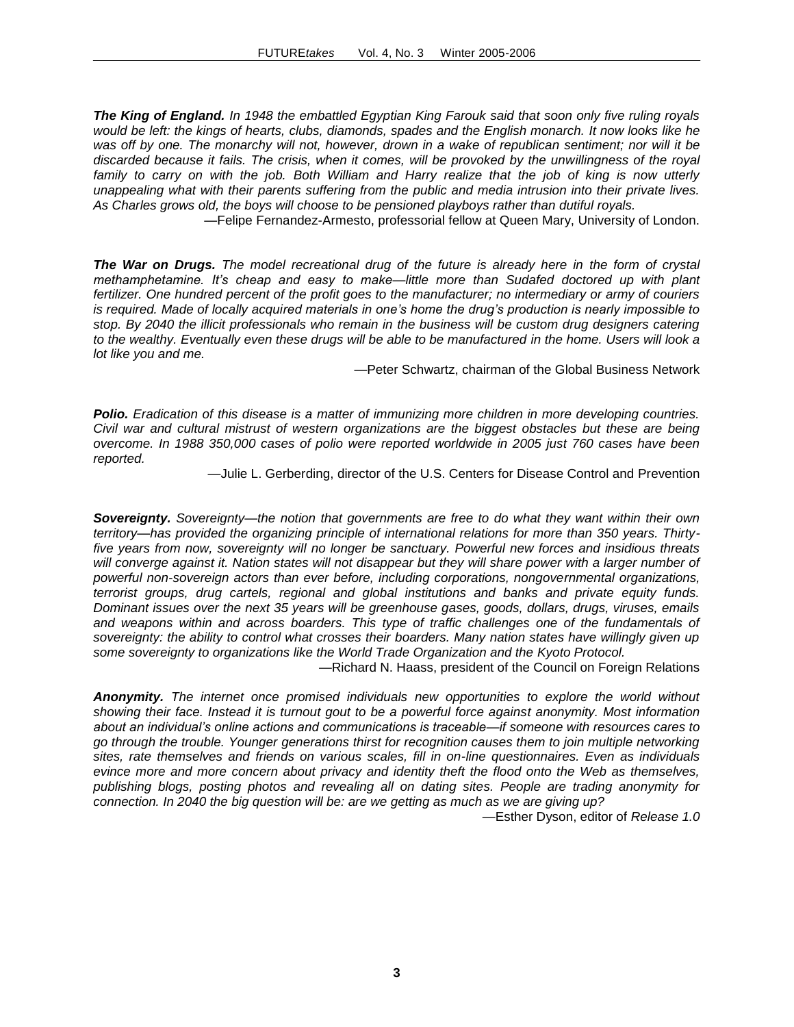***The King of England.*** *In 1948 the embattled Egyptian King Farouk said that soon only five ruling royals would be left: the kings of hearts, clubs, diamonds, spades and the English monarch. It now looks like he was off by one. The monarchy will not, however, drown in a wake of republican sentiment; nor will it be discarded because it fails. The crisis, when it comes, will be provoked by the unwillingness of the royal family to carry on with the job. Both William and Harry realize that the job of king is now utterly unappealing what with their parents suffering from the public and media intrusion into their private lives. As Charles grows old, the boys will choose to be pensioned playboys rather than dutiful royals.*

—Felipe Fernandez-Armesto, professorial fellow at Queen Mary, University of London.

***The War on Drugs.*** *The model recreational drug of the future is already here in the form of crystal methamphetamine. It's cheap and easy to make—little more than Sudafed doctored up with plant fertilizer. One hundred percent of the profit goes to the manufacturer; no intermediary or army of couriers is required. Made of locally acquired materials in one's home the drug's production is nearly impossible to stop. By 2040 the illicit professionals who remain in the business will be custom drug designers catering to the wealthy. Eventually even these drugs will be able to be manufactured in the home. Users will look a lot like you and me.*

—Peter Schwartz, chairman of the Global Business Network

***Polio.*** *Eradication of this disease is a matter of immunizing more children in more developing countries. Civil war and cultural mistrust of western organizations are the biggest obstacles but these are being overcome. In 1988 350,000 cases of polio were reported worldwide in 2005 just 760 cases have been reported.*

—Julie L. Gerberding, director of the U.S. Centers for Disease Control and Prevention

***Sovereignty.*** *Sovereignty—the notion that governments are free to do what they want within their own territory—has provided the organizing principle of international relations for more than 350 years. Thirty-five years from now, sovereignty will no longer be sanctuary. Powerful new forces and insidious threats will converge against it. Nation states will not disappear but they will share power with a larger number of powerful non-sovereign actors than ever before, including corporations, nongovernmental organizations, terrorist groups, drug cartels, regional and global institutions and banks and private equity funds. Dominant issues over the next 35 years will be greenhouse gases, goods, dollars, drugs, viruses, emails and weapons within and across boarders. This type of traffic challenges one of the fundamentals of sovereignty: the ability to control what crosses their boarders. Many nation states have willingly given up some sovereignty to organizations like the World Trade Organization and the Kyoto Protocol.*

—Richard N. Haass, president of the Council on Foreign Relations

***Anonymity.*** *The internet once promised individuals new opportunities to explore the world without showing their face. Instead it is turnout gout to be a powerful force against anonymity. Most information about an individual's online actions and communications is traceable—if someone with resources cares to go through the trouble. Younger generations thirst for recognition causes them to join multiple networking sites, rate themselves and friends on various scales, fill in on-line questionnaires. Even as individuals evince more and more concern about privacy and identity theft the flood onto the Web as themselves, publishing blogs, posting photos and revealing all on dating sites. People are trading anonymity for connection. In 2040 the big question will be: are we getting as much as we are giving up?*

—Esther Dyson, editor of *Release 1.0*